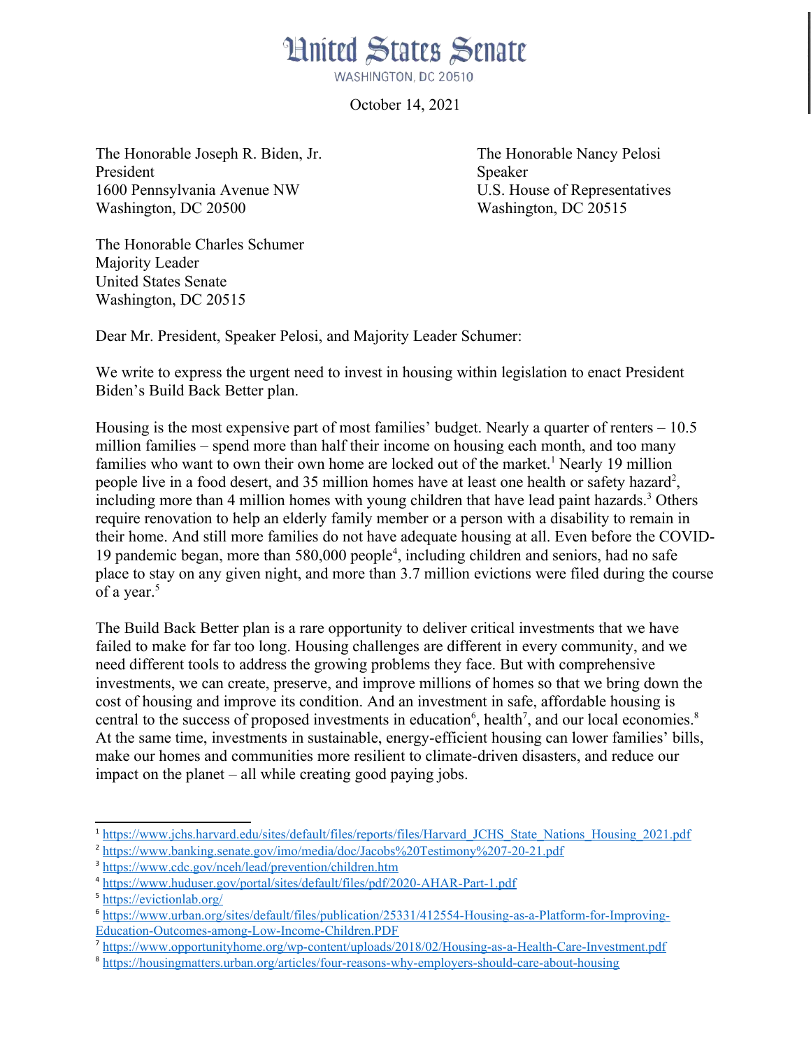# United States Senate

WASHINGTON, DC 20510

October 14, 2021

The Honorable Joseph R. Biden, Jr.
President
1600 Pennsylvania Avenue NW
Washington, DC 20500

The Honorable Nancy Pelosi
Speaker
U.S. House of Representatives
Washington, DC 20515

The Honorable Charles Schumer
Majority Leader
United States Senate
Washington, DC 20515

Dear Mr. President, Speaker Pelosi, and Majority Leader Schumer:

We write to express the urgent need to invest in housing within legislation to enact President Biden's Build Back Better plan.

Housing is the most expensive part of most families' budget. Nearly a quarter of renters – 10.5 million families – spend more than half their income on housing each month, and too many families who want to own their own home are locked out of the market.[1] Nearly 19 million people live in a food desert, and 35 million homes have at least one health or safety hazard[2], including more than 4 million homes with young children that have lead paint hazards.[3] Others require renovation to help an elderly family member or a person with a disability to remain in their home. And still more families do not have adequate housing at all. Even before the COVID-19 pandemic began, more than 580,000 people[4], including children and seniors, had no safe place to stay on any given night, and more than 3.7 million evictions were filed during the course of a year.[5]

The Build Back Better plan is a rare opportunity to deliver critical investments that we have failed to make for far too long. Housing challenges are different in every community, and we need different tools to address the growing problems they face. But with comprehensive investments, we can create, preserve, and improve millions of homes so that we bring down the cost of housing and improve its condition. And an investment in safe, affordable housing is central to the success of proposed investments in education[6], health[7], and our local economies.[8] At the same time, investments in sustainable, energy-efficient housing can lower families' bills, make our homes and communities more resilient to climate-driven disasters, and reduce our impact on the planet – all while creating good paying jobs.

---

[1] https://www.jchs.harvard.edu/sites/default/files/reports/files/Harvard_JCHS_State_Nations_Housing_2021.pdf
[2] https://www.banking.senate.gov/imo/media/doc/Jacobs%20Testimony%207-20-21.pdf
[3] https://www.cdc.gov/nceh/lead/prevention/children.htm
[4] https://www.huduser.gov/portal/sites/default/files/pdf/2020-AHAR-Part-1.pdf
[5] https://evictionlab.org/
[6] https://www.urban.org/sites/default/files/publication/25331/412554-Housing-as-a-Platform-for-Improving-Education-Outcomes-among-Low-Income-Children.PDF
[7] https://www.opportunityhome.org/wp-content/uploads/2018/02/Housing-as-a-Health-Care-Investment.pdf
[8] https://housingmatters.urban.org/articles/four-reasons-why-employers-should-care-about-housing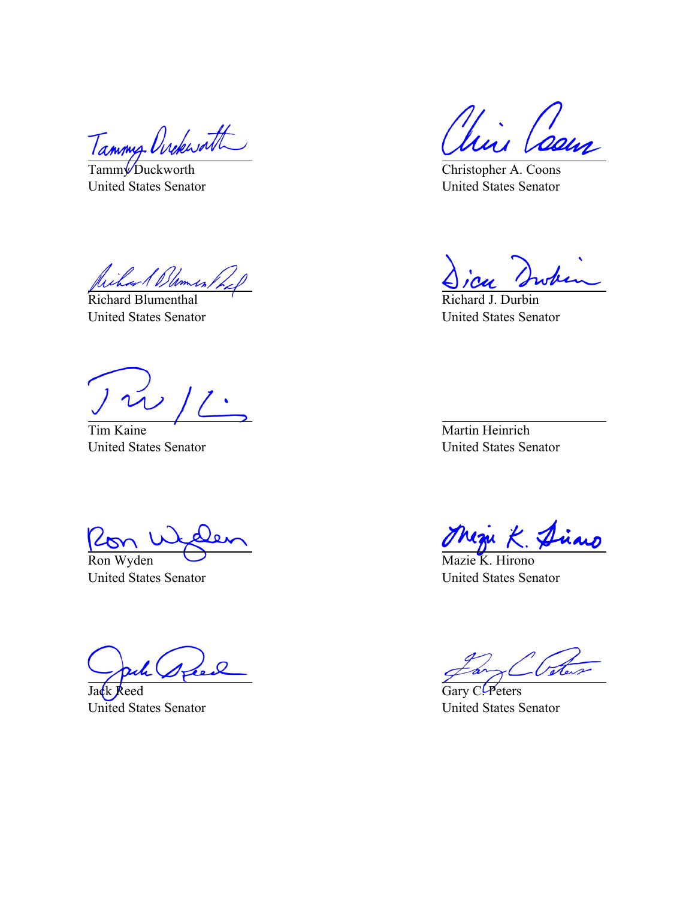Tammy Duckworth
United States Senator

Christopher A. Coons
United States Senator

Richard Blumenthal
United States Senator

Richard J. Durbin
United States Senator

Tim Kaine
United States Senator

Martin Heinrich
United States Senator

Ron Wyden
United States Senator

Mazie K. Hirono
United States Senator

Jack Reed
United States Senator

Gary C. Peters
United States Senator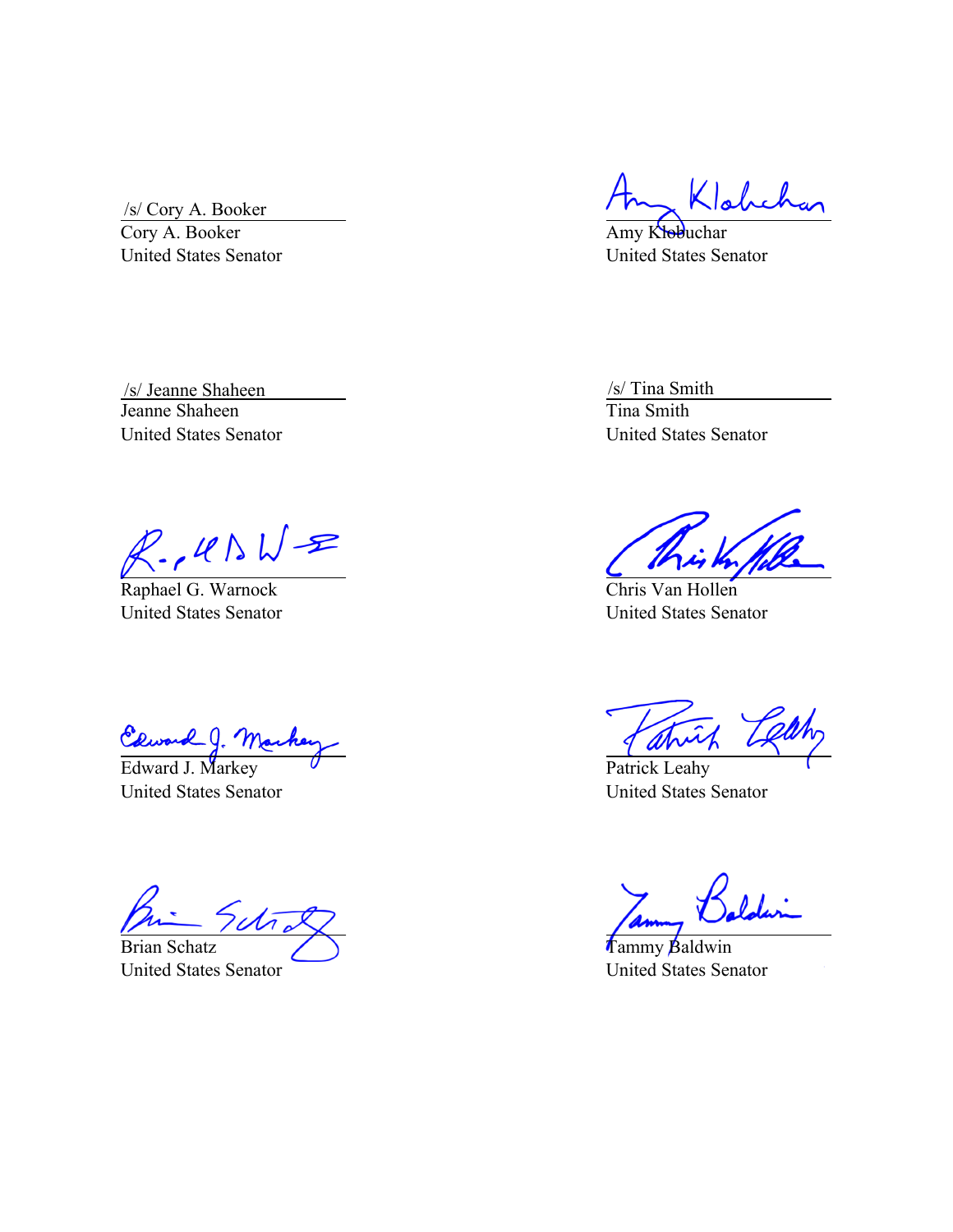/s/ Cory A. Booker
Cory A. Booker
United States Senator

Amy Klobuchar
United States Senator

/s/ Jeanne Shaheen
Jeanne Shaheen
United States Senator

/s/ Tina Smith
Tina Smith
United States Senator

Raphael G. Warnock
United States Senator

Chris Van Hollen
United States Senator

Edward J. Markey
United States Senator

Patrick Leahy
United States Senator

Brian Schatz
United States Senator

Tammy Baldwin
United States Senator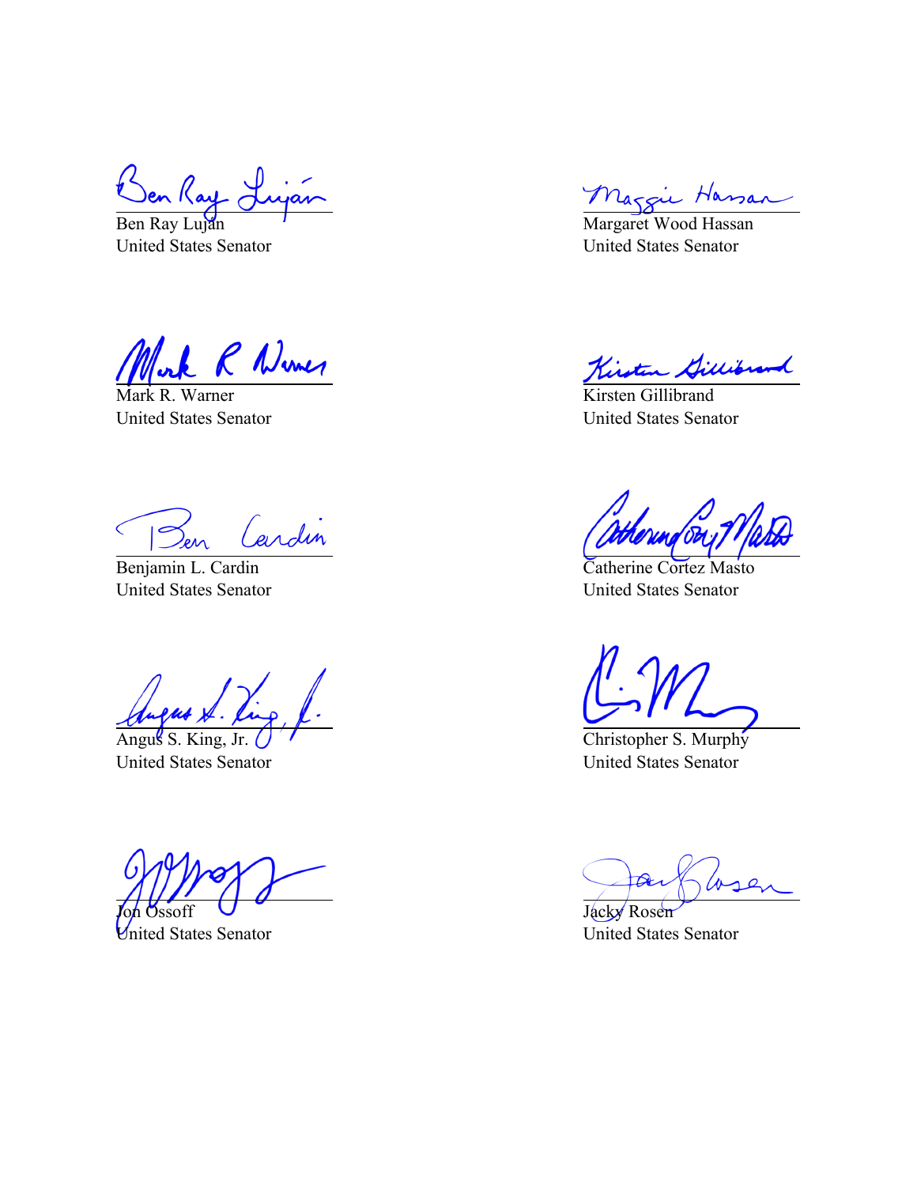Ben Ray Luján
United States Senator

Margaret Wood Hassan
United States Senator

Mark R. Warner
United States Senator

Kirsten Gillibrand
United States Senator

Benjamin L. Cardin
United States Senator

Catherine Cortez Masto
United States Senator

Angus S. King, Jr.
United States Senator

Christopher S. Murphy
United States Senator

Jon Ossoff
United States Senator

Jacky Rosen
United States Senator